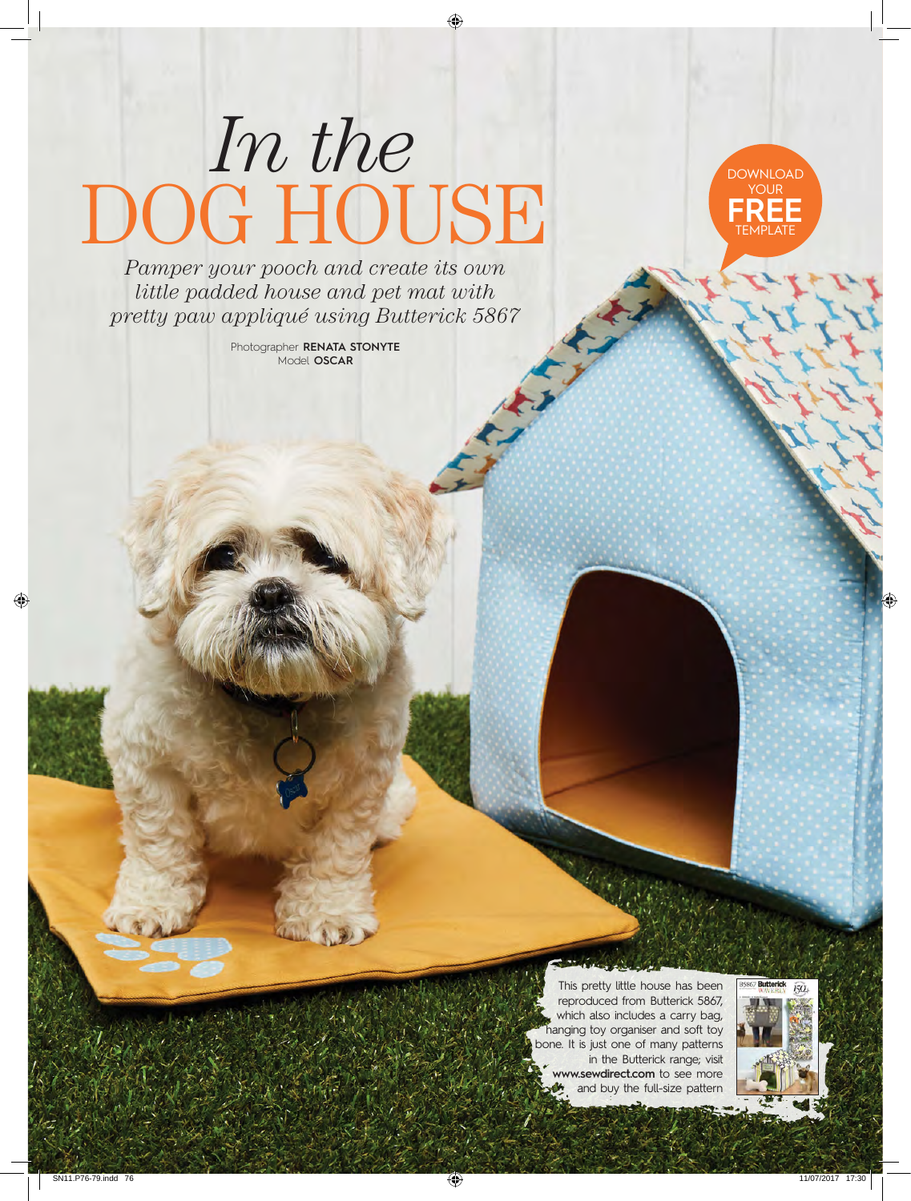# *In the* DOG HOUSE

*Pamper your pooch and create its own little padded house and pet mat with pretty paw appliqué using Butterick 5867*

Photographer **RENATA STONYTE**
Model **OSCAR**

DOWNLOAD YOUR **FREE** TEMPLATE

This pretty little house has been reproduced from Butterick 5867, which also includes a carry bag, hanging toy organiser and soft toy bone. It is just one of many patterns in the Butterick range; visit **www.sewdirect.com** to see more and buy the full-size pattern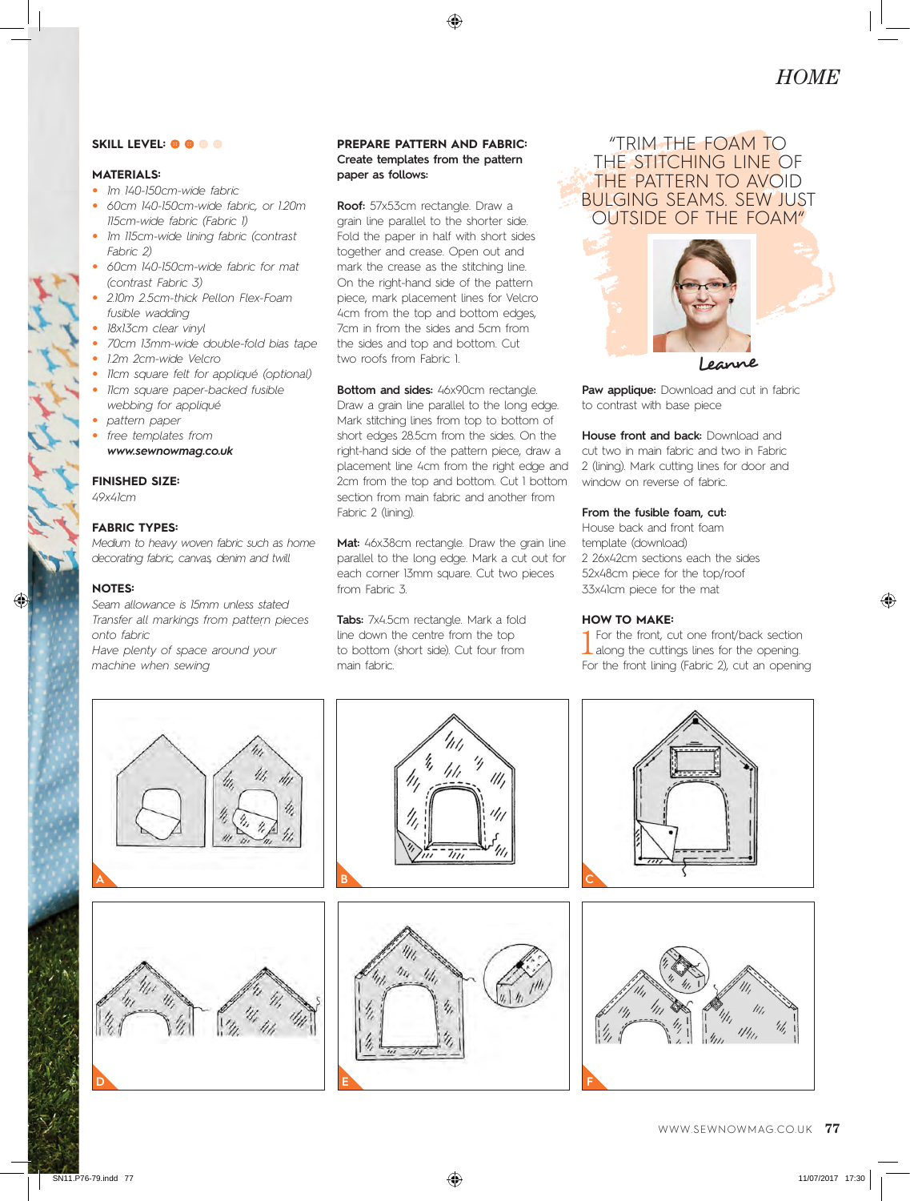## SKILL LEVEL:

## MATERIALS:

- *1m 140-150cm-wide fabric*
- *60cm 140-150cm-wide fabric, or 1.20m 115cm-wide fabric (Fabric 1)*
- *1m 115cm-wide lining fabric (contrast Fabric 2)*
- *60cm 140-150cm-wide fabric for mat (contrast Fabric 3)*
- *2.10m 2.5cm-thick Pellon Flex-Foam fusible wadding*
- *18x13cm clear vinyl*
- *70cm 13mm-wide double-fold bias tape*
- *1.2m 2cm-wide Velcro*
- *11cm square felt for appliqué (optional)*
- *11cm square paper-backed fusible webbing for appliqué*
- *pattern paper*
- *free templates from* ***www.sewnowmag.co.uk***

## FINISHED SIZE:

*49x41cm*

## FABRIC TYPES:

*Medium to heavy woven fabric such as home decorating fabric, canvas, denim and twill*

## NOTES:

*Seam allowance is 15mm unless stated*
*Transfer all markings from pattern pieces onto fabric*
*Have plenty of space around your machine when sewing*

## PREPARE PATTERN AND FABRIC:

**Create templates from the pattern paper as follows:**

**Roof:** 57x53cm rectangle. Draw a grain line parallel to the shorter side. Fold the paper in half with short sides together and crease. Open out and mark the crease as the stitching line. On the right-hand side of the pattern piece, mark placement lines for Velcro 4cm from the top and bottom edges, 7cm in from the sides and 5cm from the sides and top and bottom. Cut two roofs from Fabric 1.

**Bottom and sides:** 46x90cm rectangle. Draw a grain line parallel to the long edge. Mark stitching lines from top to bottom of short edges 28.5cm from the sides. On the right-hand side of the pattern piece, draw a placement line 4cm from the right edge and 2cm from the top and bottom. Cut 1 bottom section from main fabric and another from Fabric 2 (lining).

**Mat:** 46x38cm rectangle. Draw the grain line parallel to the long edge. Mark a cut out for each corner 13mm square. Cut two pieces from Fabric 3.

**Tabs:** 7x4.5cm rectangle. Mark a fold line down the centre from the top to bottom (short side). Cut four from main fabric.

"TRIM THE FOAM TO THE STITCHING LINE OF THE PATTERN TO AVOID BULGING SEAMS. SEW JUST OUTSIDE OF THE FOAM"

Leanne

**Paw applique:** Download and cut in fabric to contrast with base piece

**House front and back:** Download and cut two in main fabric and two in Fabric 2 (lining). Mark cutting lines for door and window on reverse of fabric.

**From the fusible foam, cut:**
House back and front foam template (download)
2 26x42cm sections each the sides
52x48cm piece for the top/roof
33x41cm piece for the mat

## HOW TO MAKE:

1 For the front, cut one front/back section along the cuttings lines for the opening. For the front lining (Fabric 2), cut an opening

A

B

C

D

E

F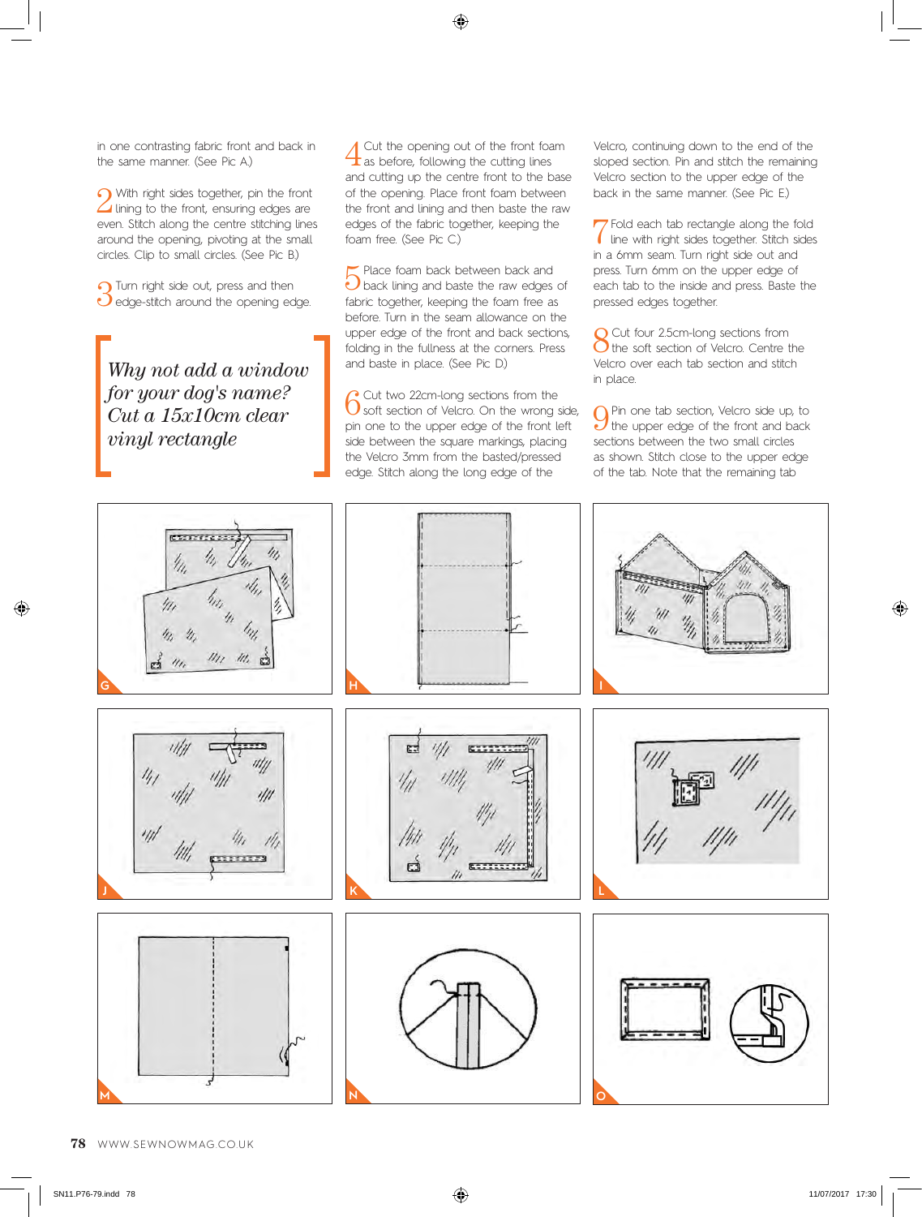in one contrasting fabric front and back in the same manner. (See Pic A.)

2 With right sides together, pin the front lining to the front, ensuring edges are even. Stitch along the centre stitching lines around the opening, pivoting at the small circles. Clip to small circles. (See Pic B.)

3 Turn right side out, press and then edge-stitch around the opening edge.

*Why not add a window for your dog's name? Cut a 15x10cm clear vinyl rectangle*

4 Cut the opening out of the front foam as before, following the cutting lines and cutting up the centre front to the base of the opening. Place front foam between the front and lining and then baste the raw edges of the fabric together, keeping the foam free. (See Pic C.)

5 Place foam back between back and back lining and baste the raw edges of fabric together, keeping the foam free as before. Turn in the seam allowance on the upper edge of the front and back sections, folding in the fullness at the corners. Press and baste in place. (See Pic D.)

6 Cut two 22cm-long sections from the soft section of Velcro. On the wrong side, pin one to the upper edge of the front left side between the square markings, placing the Velcro 3mm from the basted/pressed edge. Stitch along the long edge of the Velcro, continuing down to the end of the sloped section. Pin and stitch the remaining Velcro section to the upper edge of the back in the same manner. (See Pic E.)

7 Fold each tab rectangle along the fold line with right sides together. Stitch sides in a 6mm seam. Turn right side out and press. Turn 6mm on the upper edge of each tab to the inside and press. Baste the pressed edges together.

8 Cut four 2.5cm-long sections from the soft section of Velcro. Centre the Velcro over each tab section and stitch in place.

9 Pin one tab section, Velcro side up, to the upper edge of the front and back sections between the two small circles as shown. Stitch close to the upper edge of the tab. Note that the remaining tab

G

H

I

J

K

L

M

N

O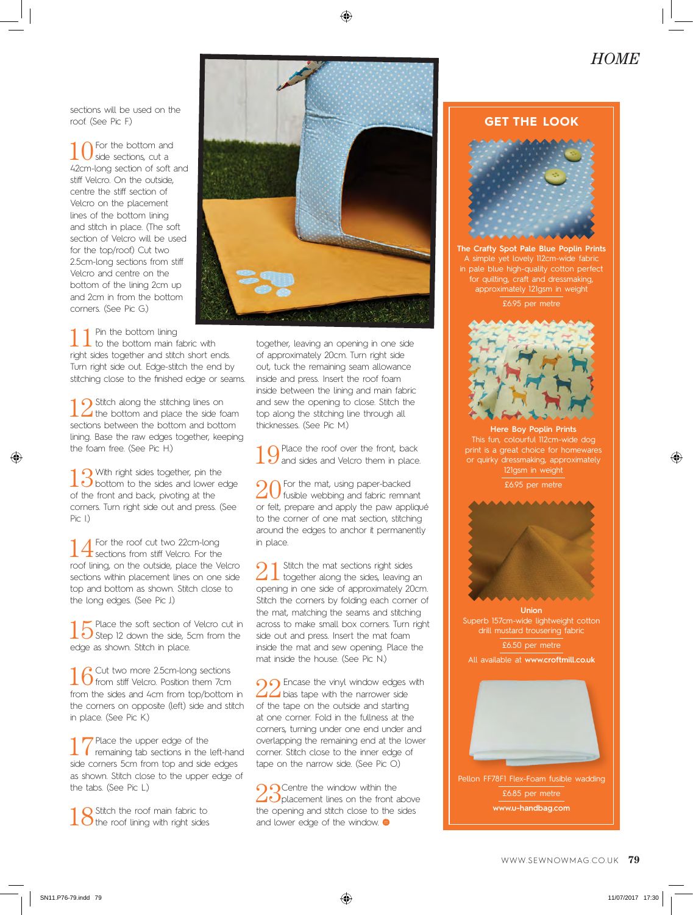sections will be used on the roof. (See Pic F.)

10 For the bottom and side sections, cut a 42cm-long section of soft and stiff Velcro. On the outside, centre the stiff section of Velcro on the placement lines of the bottom lining and stitch in place. (The soft section of Velcro will be used for the top/roof) Cut two 2.5cm-long sections from stiff Velcro and centre on the bottom of the lining 2cm up and 2cm in from the bottom corners. (See Pic G.)

11 Pin the bottom lining to the bottom main fabric with right sides together and stitch short ends. Turn right side out. Edge-stitch the end by stitching close to the finished edge or seams.

12 Stitch along the stitching lines on the bottom and place the side foam sections between the bottom and bottom lining. Base the raw edges together, keeping the foam free. (See Pic H.)

13 With right sides together, pin the bottom to the sides and lower edge of the front and back, pivoting at the corners. Turn right side out and press. (See Pic I.)

14 For the roof cut two 22cm-long sections from stiff Velcro. For the roof lining, on the outside, place the Velcro sections within placement lines on one side top and bottom as shown. Stitch close to the long edges. (See Pic J.)

15 Place the soft section of Velcro cut in Step 12 down the side, 5cm from the edge as shown. Stitch in place.

16 Cut two more 2.5cm-long sections from stiff Velcro. Position them 7cm from the sides and 4cm from top/bottom in the corners on opposite (left) side and stitch in place. (See Pic K.)

17 Place the upper edge of the remaining tab sections in the left-hand side corners 5cm from top and side edges as shown. Stitch close to the upper edge of the tabs. (See Pic L.)

18 Stitch the roof main fabric to the roof lining with right sides together, leaving an opening in one side of approximately 20cm. Turn right side out, tuck the remaining seam allowance inside and press. Insert the roof foam inside between the lining and main fabric and sew the opening to close. Stitch the top along the stitching line through all thicknesses. (See Pic M.)

19 Place the roof over the front, back and sides and Velcro them in place.

20 For the mat, using paper-backed fusible webbing and fabric remnant or felt, prepare and apply the paw appliqué to the corner of one mat section, stitching around the edges to anchor it permanently in place.

21 Stitch the mat sections right sides together along the sides, leaving an opening in one side of approximately 20cm. Stitch the corners by folding each corner of the mat, matching the seams and stitching across to make small box corners. Turn right side out and press. Insert the mat foam inside the mat and sew opening. Place the mat inside the house. (See Pic N.)

22 Encase the vinyl window edges with bias tape with the narrower side of the tape on the outside and starting at one corner. Fold in the fullness at the corners, turning under one end under and overlapping the remaining end at the lower corner. Stitch close to the inner edge of tape on the narrow side. (See Pic O.)

23 Centre the window within the placement lines on the front above the opening and stitch close to the sides and lower edge of the window.

## GET THE LOOK

**The Crafty Spot Pale Blue Poplin Prints**
A simple yet lovely 112cm-wide fabric in pale blue high-quality cotton perfect for quilting, craft and dressmaking, approximately 121gsm in weight
£6.95 per metre

**Here Boy Poplin Prints**
This fun, colourful 112cm-wide dog print is a great choice for homewares or quirky dressmaking, approximately 121gsm in weight
£6.95 per metre

**Union**
Superb 157cm-wide lightweight cotton drill mustard trousering fabric
£6.50 per metre

All available at **www.croftmill.co.uk**

Pellon FF78F1 Flex-Foam fusible wadding
£6.85 per metre
**www.u-handbag.com**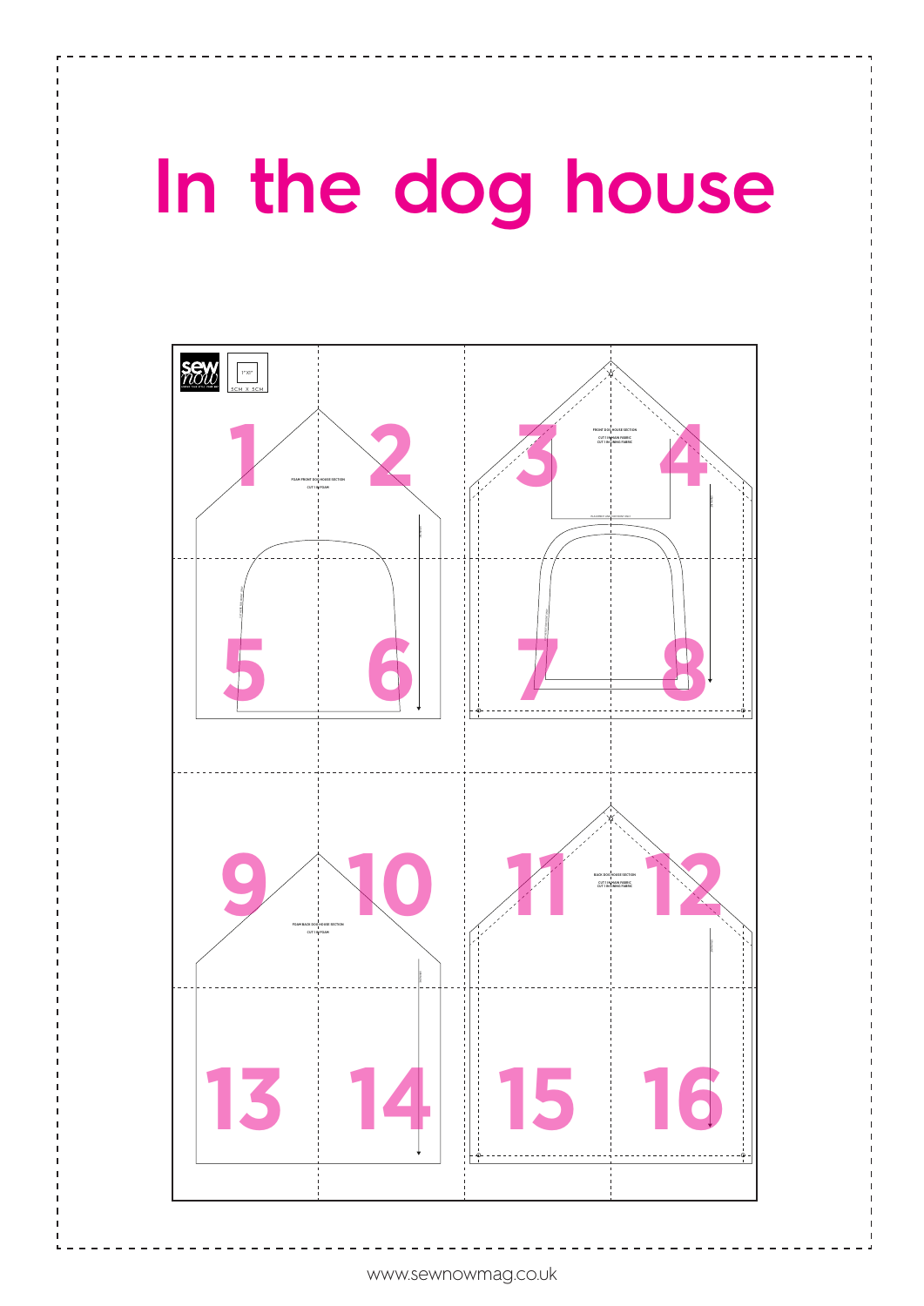# In the dog house

1"X1"

5CM X 5CM

FOAM FRONT DOG HOUSE SECTION

CUT 1 IN FOAM

FRONT DOG HOUSE SECTION

CUT 1 IN MAIN FABRIC

CUT 1 IN LINING FABRIC

FOAM BACK DOG HOUSE SECTION

CUT 1 IN FOAM

BACK DOG HOUSE SECTION

CUT 1 IN MAIN FABRIC

CUT 1 IN LINING FABRIC

1 2 3 4 5 6 7 8 9 10 11 12 13 14 15 16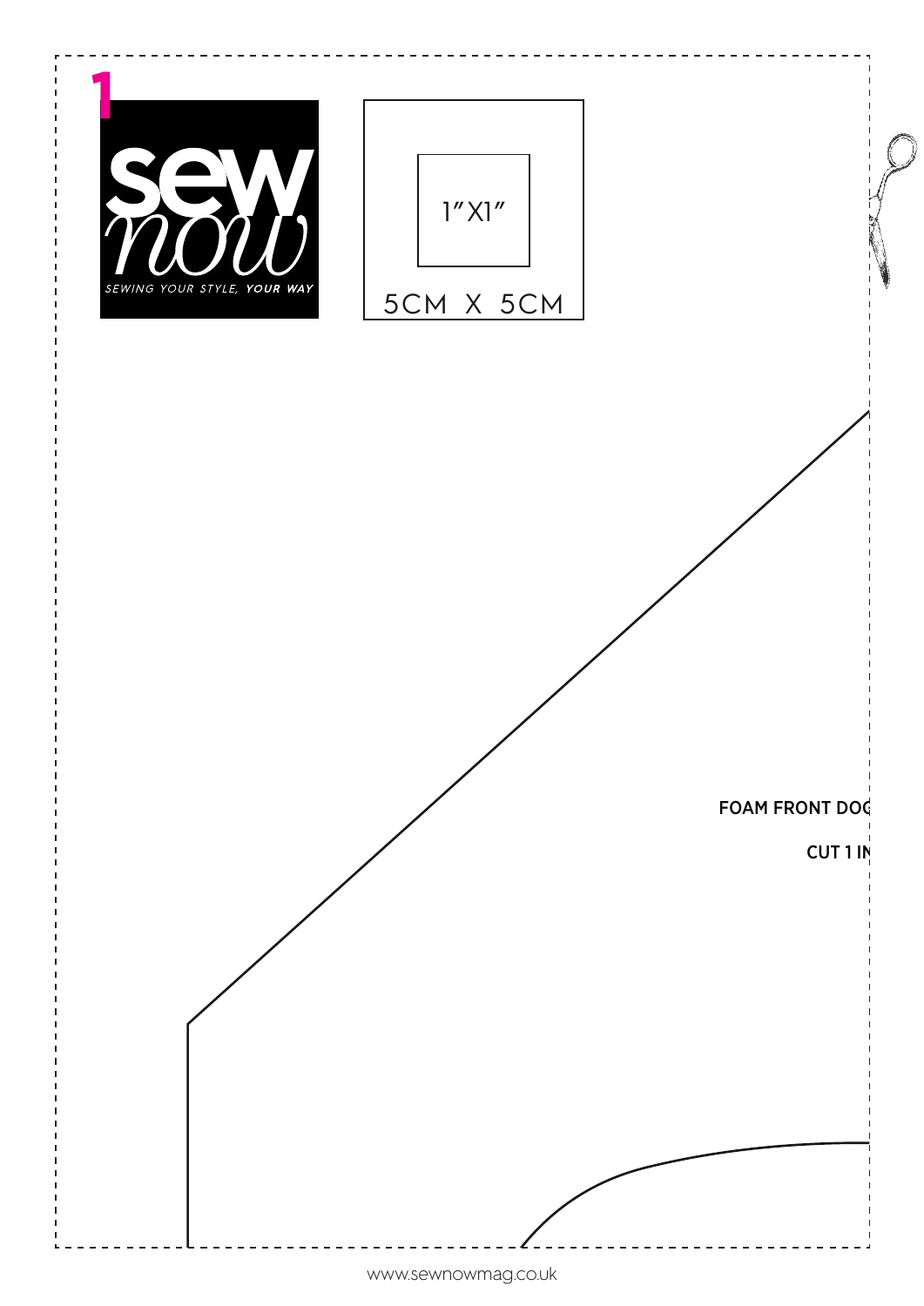1

sew now

SEWING YOUR STYLE, YOUR WAY

1″X1″

5CM X 5CM

FOAM FRONT DOG

CUT 1 IN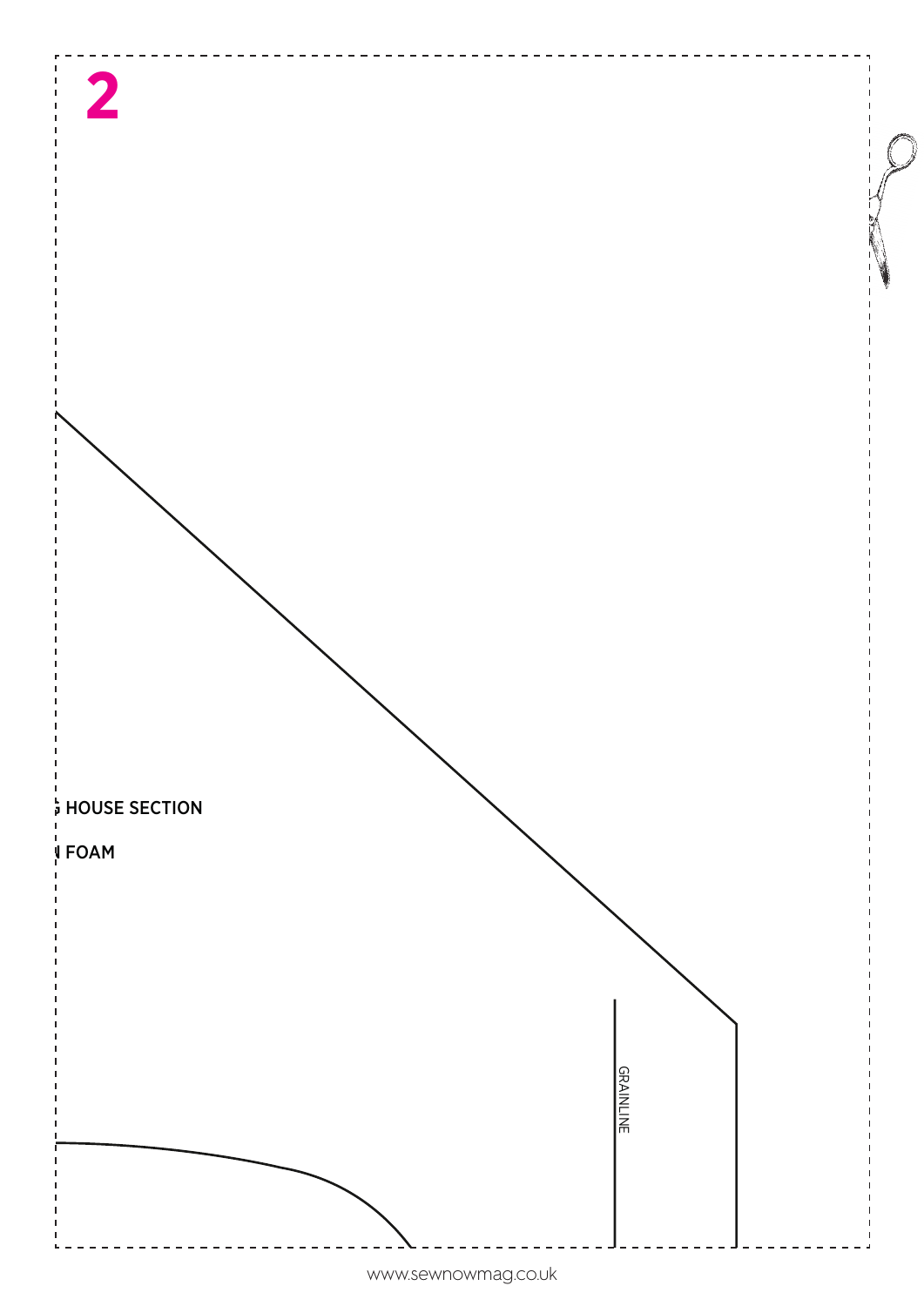**2**

**; HOUSE SECTION**

**I FOAM**

GRAINLINE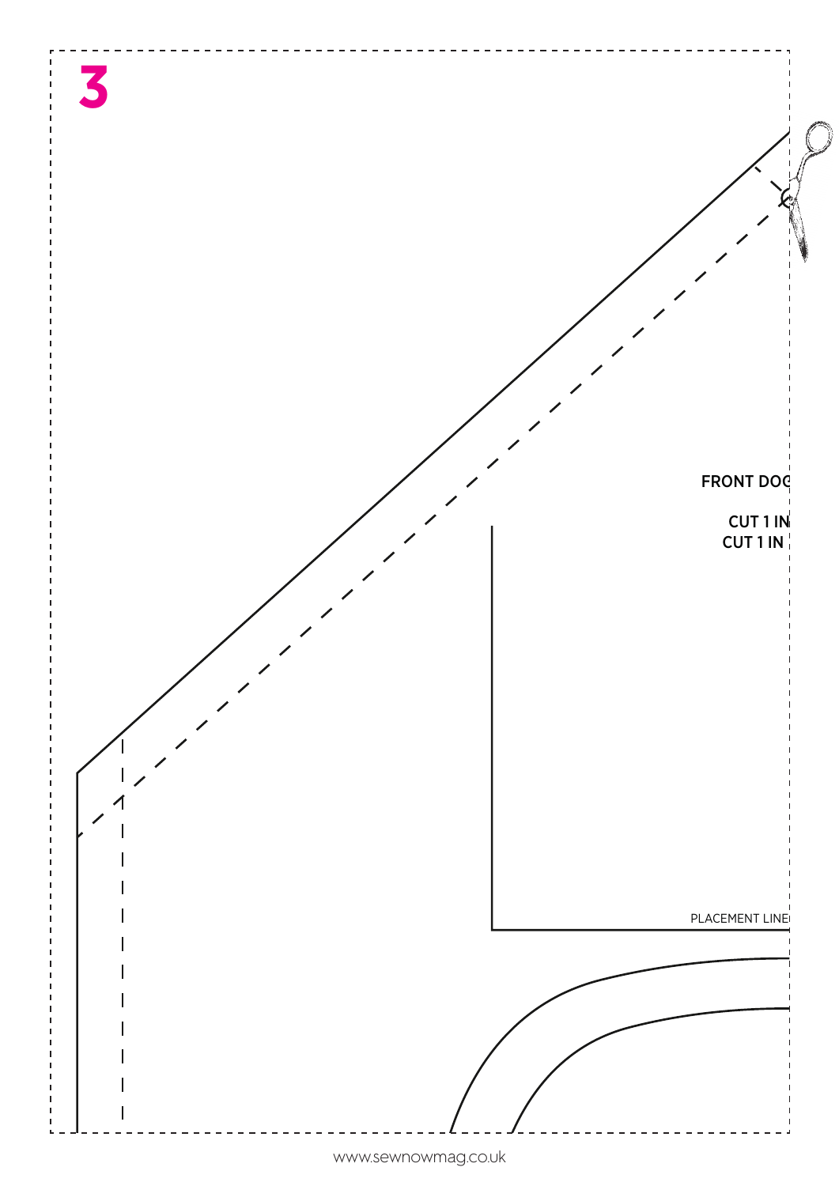3

FRONT DOG

CUT 1 IN
CUT 1 IN

PLACEMENT LINE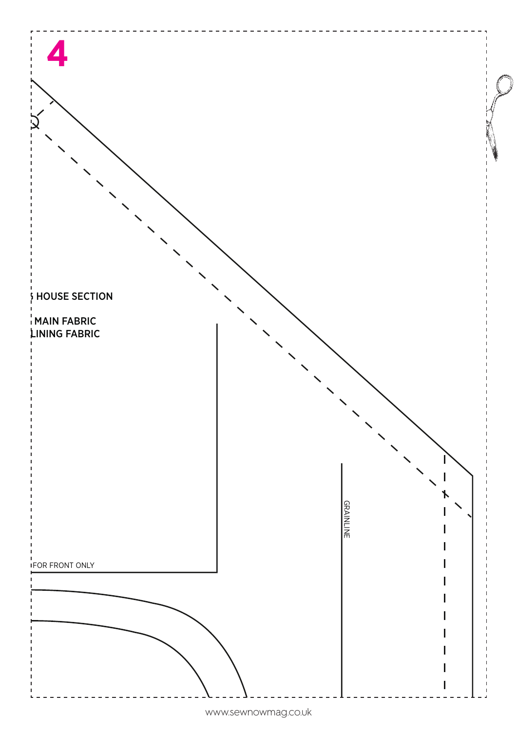4

HOUSE SECTION

MAIN FABRIC
LINING FABRIC

FOR FRONT ONLY

GRAINLINE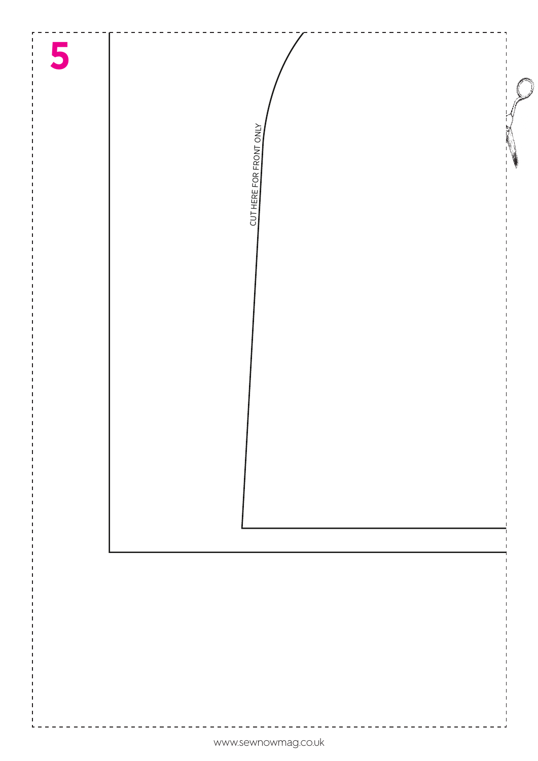# 5

CUT HERE FOR FRONT ONLY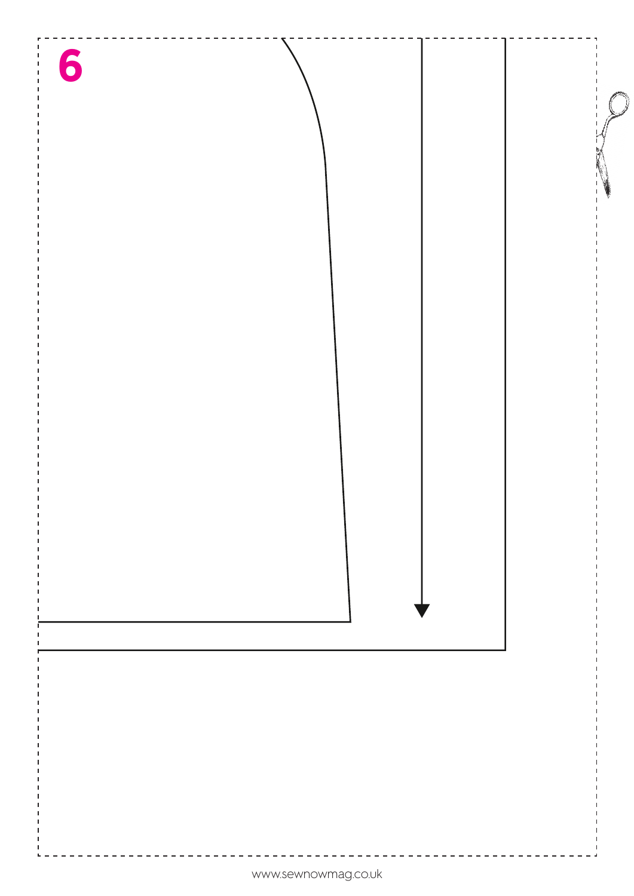6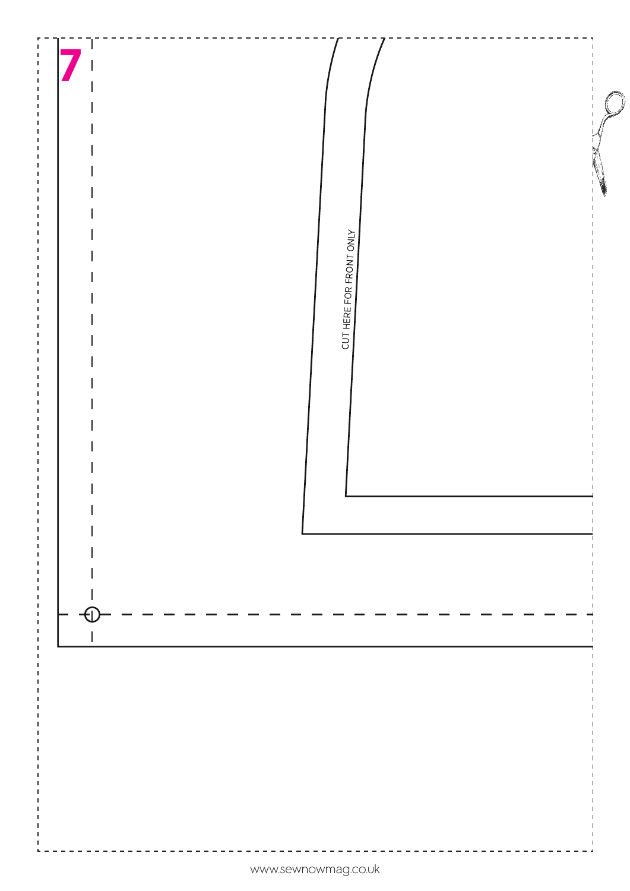7

CUT HERE FOR FRONT ONLY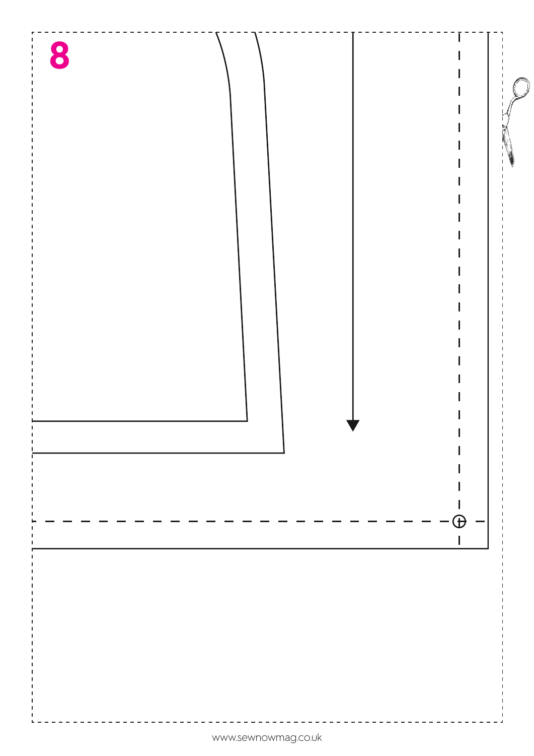8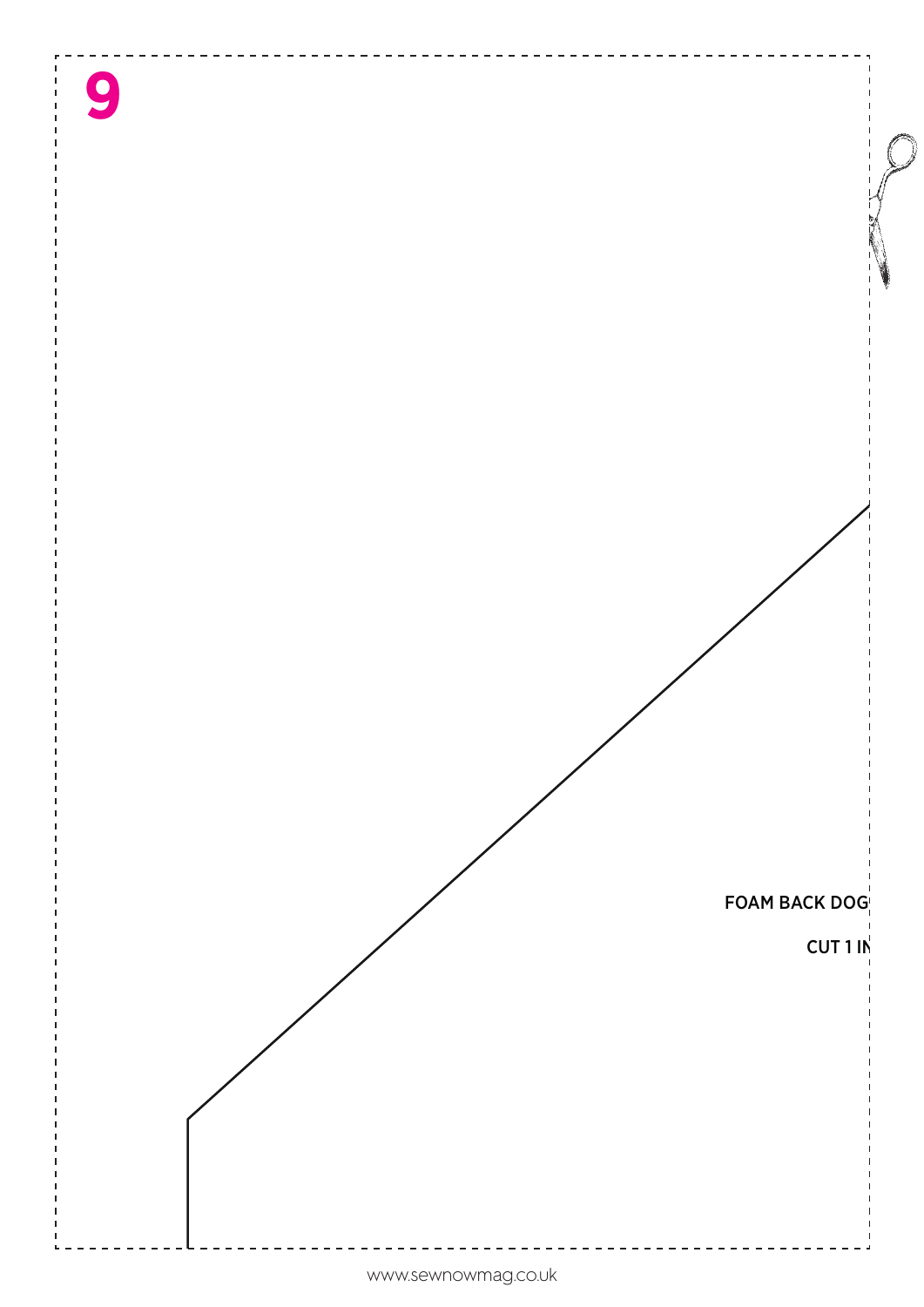9

FOAM BACK DOG

CUT 1 IN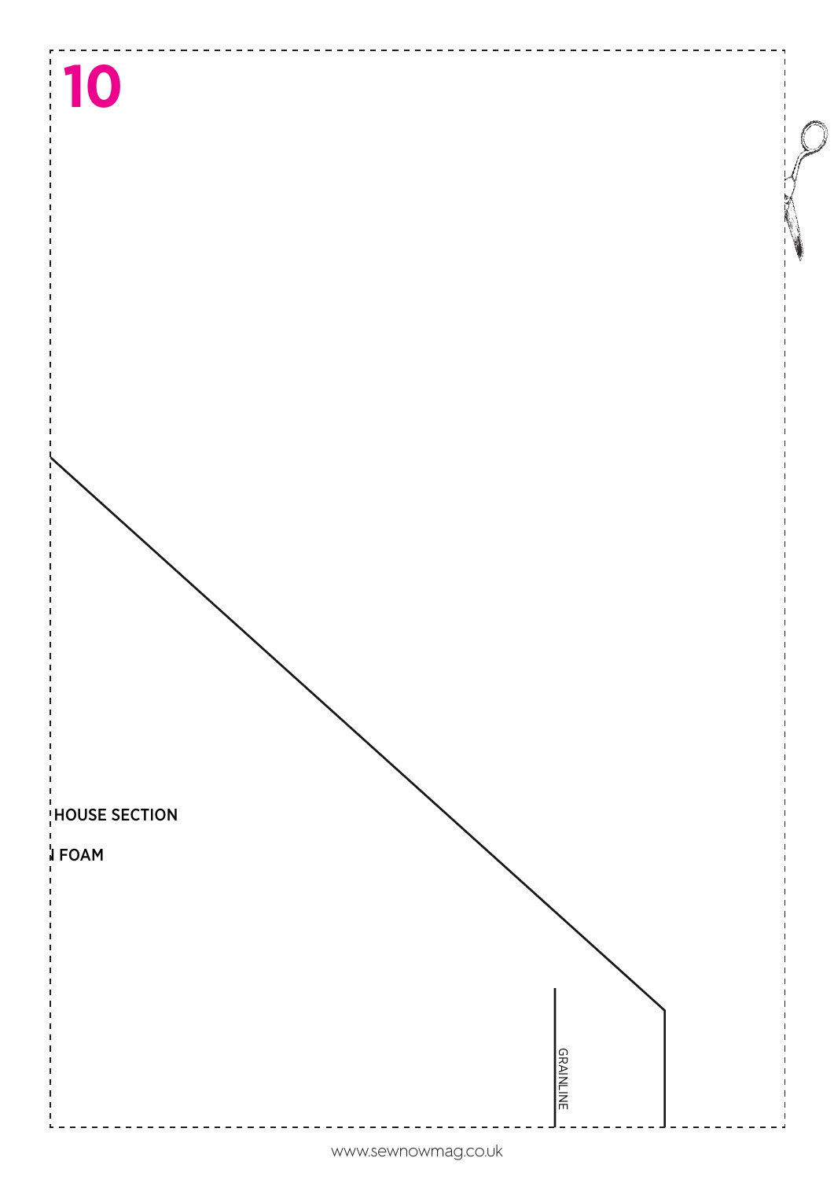# 10

HOUSE SECTION

FOAM

GRAINLINE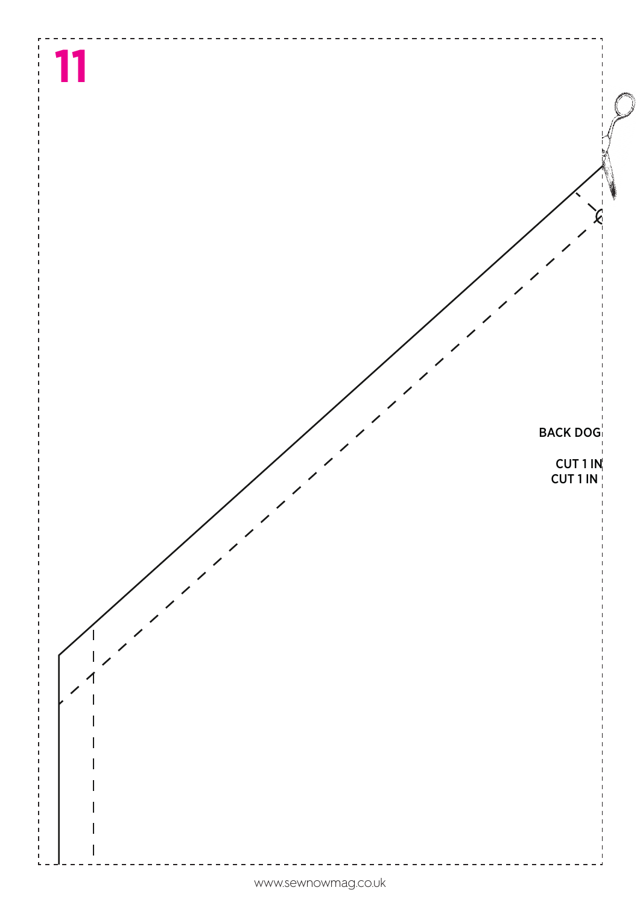# 11

BACK DOG

CUT 1 IN
CUT 1 IN

www.sewnowmag.co.uk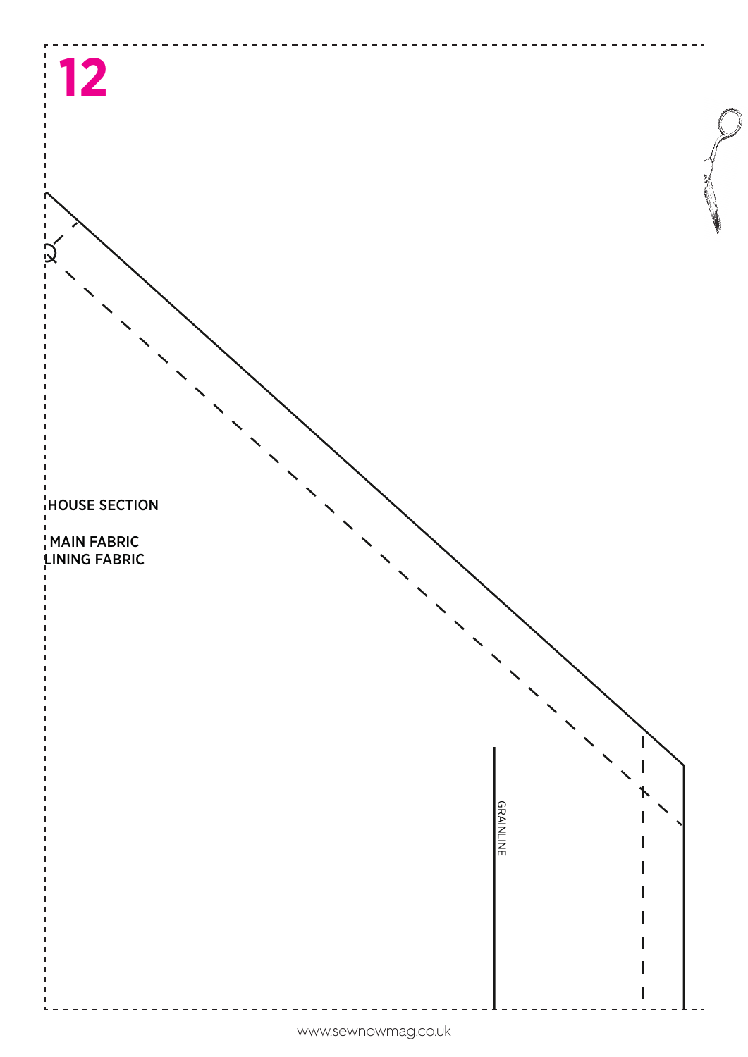**12**

HOUSE SECTION

MAIN FABRIC
LINING FABRIC

GRAINLINE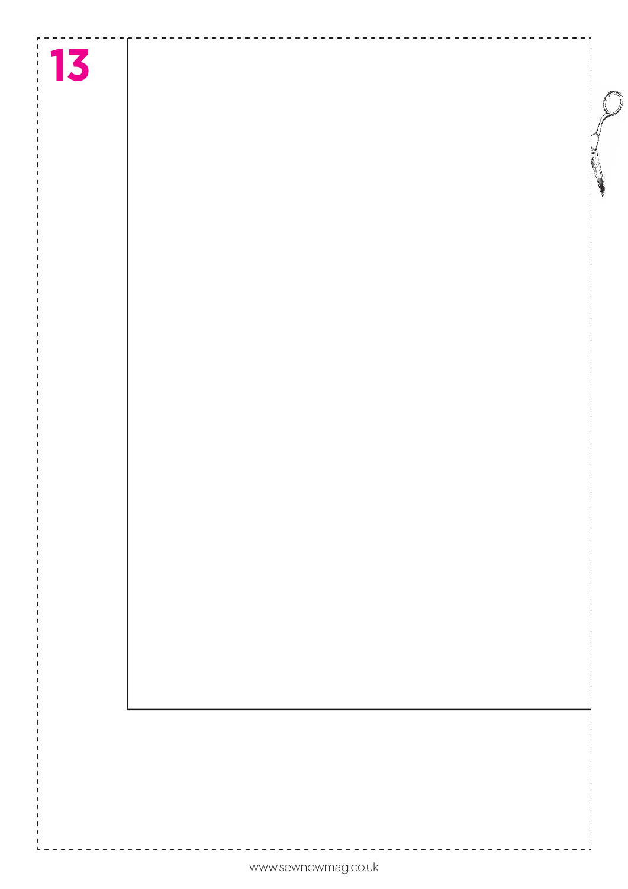13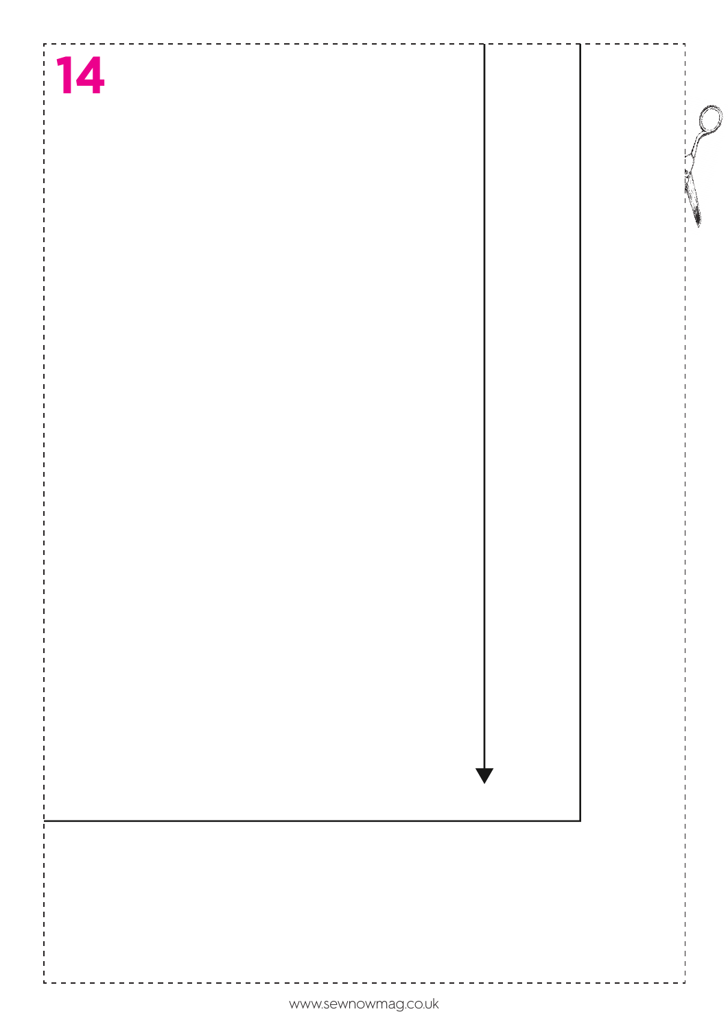14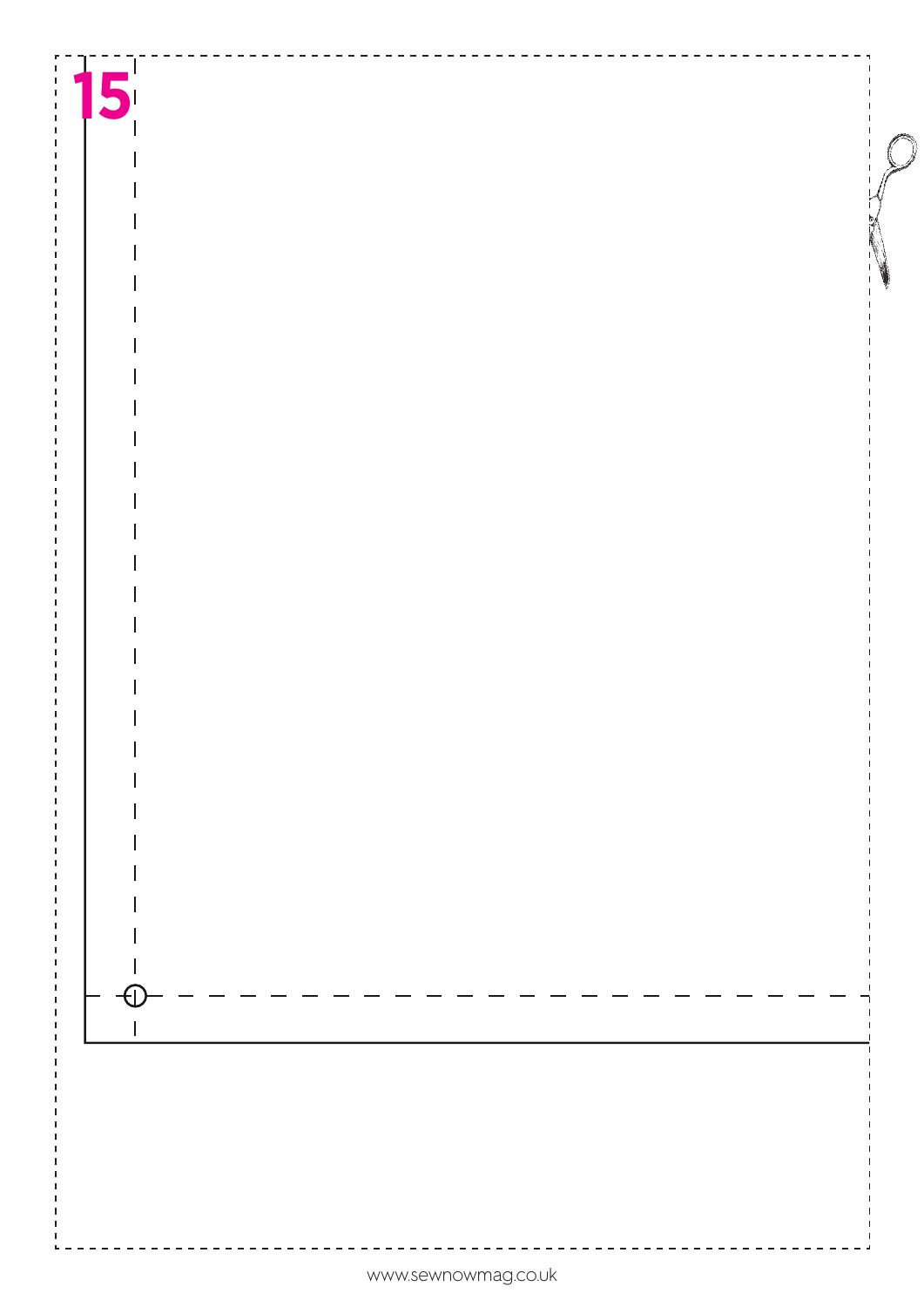15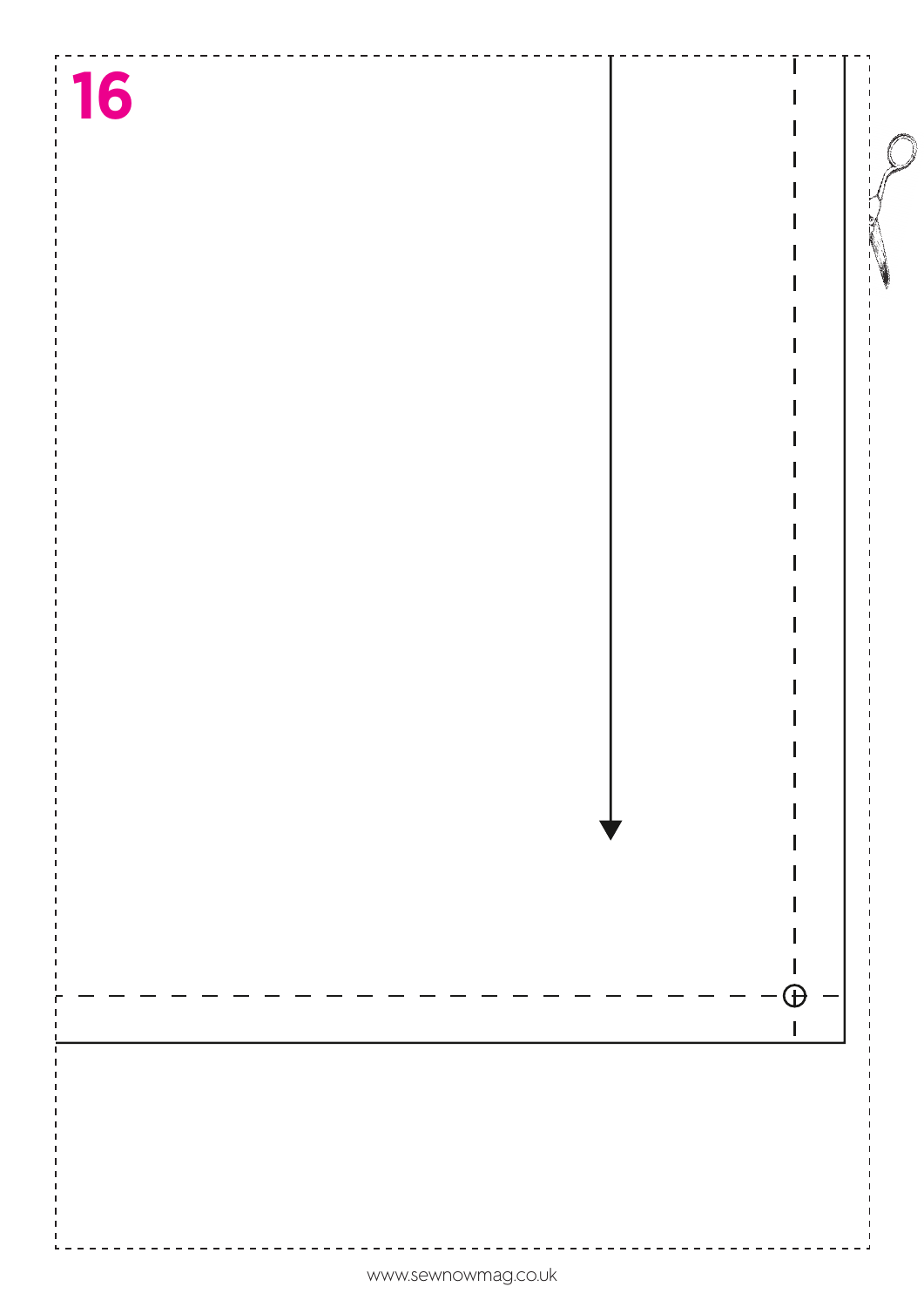16